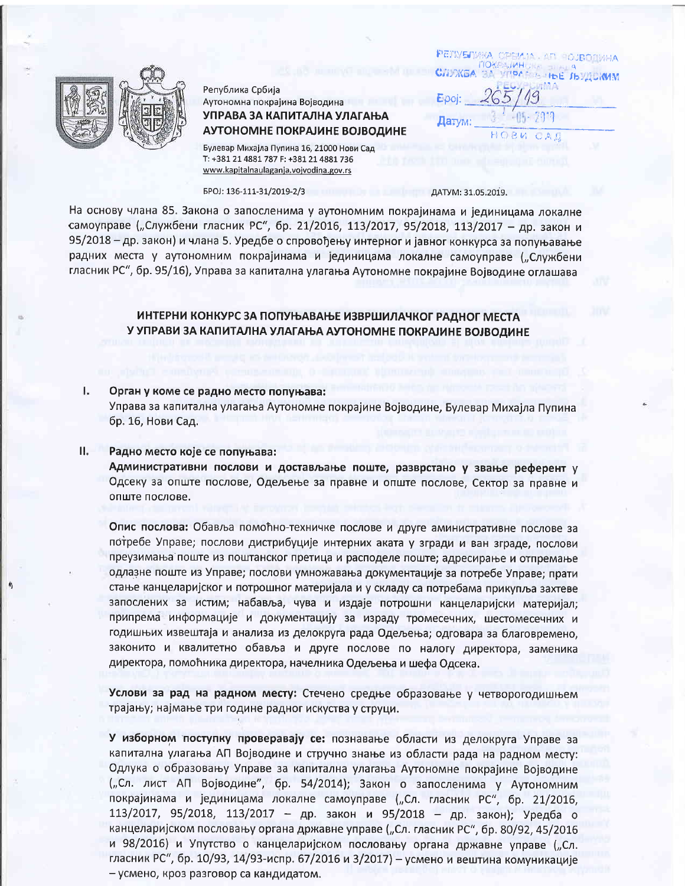Република Србија
Аутономна покрајина Војводина
**УПРАВА ЗА КАПИТАЛНА УЛАГАЊА АУТОНОМНЕ ПОКРАЈИНЕ ВОЈВОДИНЕ**
Булевар Михајла Пупина 16, 21000 Нови Сад
Т: +381 21 4881 787 Ф: +381 21 4881 736
www.kapitalnaulaganja.vojvodina.gov.rs

РЕПУБЛИКА СРБИЈА - АП ВОЈВОДИНА
ПОКРАЈИНСКА
СЛУЖБА ЗА УПРАВЉАЊЕ ЉУДСКИМ РЕСУРСИМА
Број: 265/19
Датум: 31-05-2019
НОВИ САД

БРОЈ: 136-111-31/2019-2/3 ДАТУМ: 31.05.2019.

На основу члана 85. Закона о запосленима у аутономним покрајинама и јединицама локалне самоуправе („Службени гласник РС", бр. 21/2016, 113/2017, 95/2018, 113/2017 – др. закон и 95/2018 – др. закон) и члана 5. Уредбе о спровођењу интерног и јавног конкурса за попуњавање радних места у аутономним покрајинама и јединицама локалне самоуправе („Службени гласник РС", бр. 95/16), Управа за капитална улагања Аутономне покрајине Војводине оглашава

## ИНТЕРНИ КОНКУРС ЗА ПОПУЊАВАЊЕ ИЗВРШИЛАЧКОГ РАДНОГ МЕСТА У УПРАВИ ЗА КАПИТАЛНА УЛАГАЊА АУТОНОМНЕ ПОКРАЈИНЕ ВОЈВОДИНЕ

**I. Орган у коме се радно место попуњава:**

Управа за капитална улагања Аутономне покрајине Војводине, Булевар Михајла Пупина бр. 16, Нови Сад.

**II. Радно место које се попуњава:**

**Административни послови и достављање поште, разврстано у звање референт** у Одсеку за опште послове, Одељење за правне и опште послове, Сектор за правне и опште послове.

**Опис послова:** Обавља помоћно-техничке послове и друге административне послове за потребе Управе; послови дистрибуције интерних аката у згради и ван зграде, послови преузимања поште из поштанског претинца и расподеле поште; адресирање и отпремање одлазне поште из Управе; послови умножавања документације за потребе Управе; прати стање канцеларијског и потрошног материјала и у складу са потребама прикупља захтеве запослених за истим; набавља, чува и издаје потрошни канцеларијски материјал; припрема информације и документацију за израду тромесечних, шестомесечних и годишњих извештаја и анализа из делокруга рада Одељења; одговара за благовремено, законито и квалитетно обавља и друге послове по налогу директора, заменика директора, помоћника директора, начелника Одељења и шефа Одсека.

**Услови за рад на радном месту:** Стечено средње образовање у четворогодишњем трајању; најмање три године радног искуства у струци.

**У изборном поступку проверавају се:** познавање области из делокруга Управе за капитална улагања АП Војводине и стручно знање из области рада на радном месту: Одлука о образовању Управе за капитална улагања Аутономне покрајине Војводине („Сл. лист АП Војводине", бр. 54/2014); Закон о запосленима у Аутономним покрајинама и јединицама локалне самоуправе („Сл. гласник РС", бр. 21/2016, 113/2017, 95/2018, 113/2017 – др. закон и 95/2018 – др. закон); Уредба о канцеларијском пословању органа државне управе („Сл. гласник РС", бр. 80/92, 45/2016 и 98/2016) и Упутство о канцеларијском пословању органа државне управе („Сл. гласник РС", бр. 10/93, 14/93-испр. 67/2016 и 3/2017) – усмено и вештина комуникације – усмено, кроз разговор са кандидатом.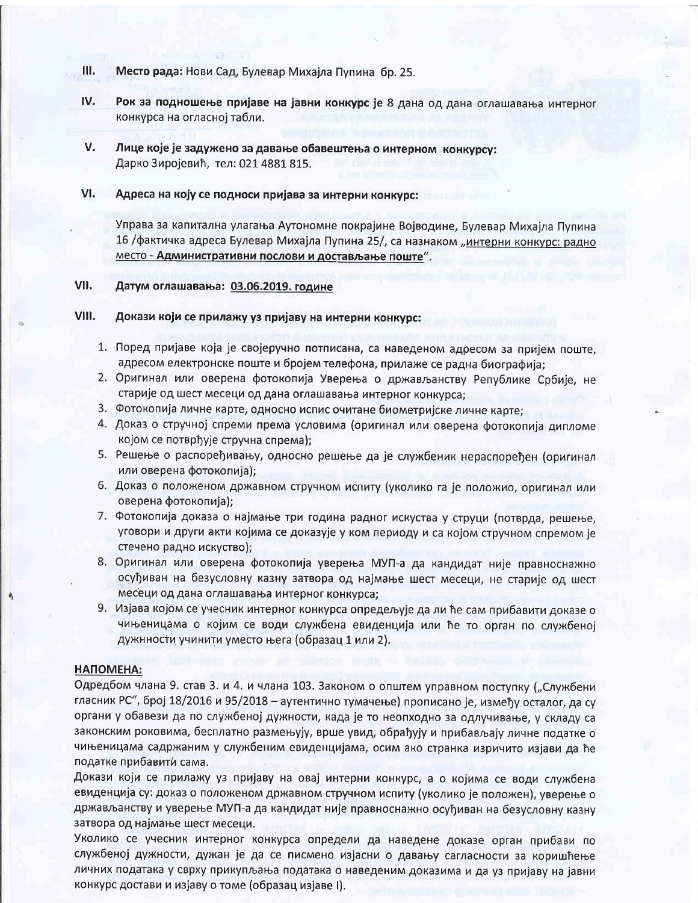**III. Место рада:** Нови Сад, Булевар Михајла Пупина бр. 25.

**IV. Рок за подношење пријаве на јавни конкурс** је 8 дана од дана оглашавања интерног конкурса на огласној табли.

**V. Лице које је задужено за давање обавештења о интерном конкурсу:** Дарко Зиројевић, тел: 021 4881 815.

**VI. Адреса на коју се подноси пријава за интерни конкурс:**

Управа за капитална улагања Аутономне покрајине Војводине, Булевар Михајла Пупина 16 /фактичка адреса Булевар Михајла Пупина 25/, са назнаком „интерни конкурс: радно место - **Административни послови и достављање поште**".

**VII. Датум оглашавања: 03.06.2019. године**

**VIII. Докази који се прилажу уз пријаву на интерни конкурс:**

1. Поред пријаве која је својеручно потписана, са наведеном адресом за пријем поште, адресом електронске поште и бројем телефона, прилаже се радна биографија;
2. Оригинал или оверена фотокопија Уверења о држављанству Републике Србије, не старије од шест месеци од дана оглашавања интерног конкурса;
3. Фотокопија личне карте, односно испис очитане биометријске личне карте;
4. Доказ о стручној спреми према условима (оригинал или оверена фотокопија дипломе којом се потврђује стручна спрема);
5. Решење о распоређивању, односно решење да је службеник нераспоређен (оригинал или оверена фотокопија);
6. Доказ о положеном државном стручном испиту (уколико га је положио, оригинал или оверена фотокопија);
7. Фотокопија доказа о најмање три година радног искуства у струци (потврда, решење, уговори и други акти којима се доказује у ком периоду и са којом стручном спремом је стечено радно искуство);
8. Оригинал или оверена фотокопија уверења МУП-а да кандидат није правноснажно осуђиван на безусловну казну затвора од најмање шест месеци, не старије од шест месеци од дана оглашавања интерног конкурса;
9. Изјава којом се учесник интерног конкурса опредељује да ли ће сам прибавити доказе о чињеницама о којим се води службена евиденција или ће то орган по службеној дужности учинити уместо њега (образац 1 или 2).

**НАПОМЕНА:**

Одредбом члана 9. став 3. и 4. и члана 103. Законом о општем управном поступку („Службени гласник РС", број 18/2016 и 95/2018 – аутентично тумачење) прописано је, између осталог, да су органи у обавези да по службеној дужности, када је то неопходно за одлучивање, у складу са законским роковима, бесплатно размењују, врше увид, обрађују и прибављају личне податке о чињеницама садржаним у службеним евиденцијама, осим ако странка изричито изјави да ће податке прибавити сама.

Докази који се прилажу уз пријаву на овај интерни конкурс, а о којима се води службена евиденција су: доказ о положеном државном стручном испиту (уколико је положен), уверење о држављанству и уверење МУП-а да кандидат није правноснажно осуђиван на безусловну казну затвора од најмање шест месеци.

Уколико се учесник интерног конкурса определи да наведене доказе орган прибави по службеној дужности, дужан је да се писмено изјасни о давању сагласности за коришћење личних података у сврху прикупљања података о наведеним доказима и да уз пријаву на јавни конкурс достави и изјаву о томе (образац изјаве I).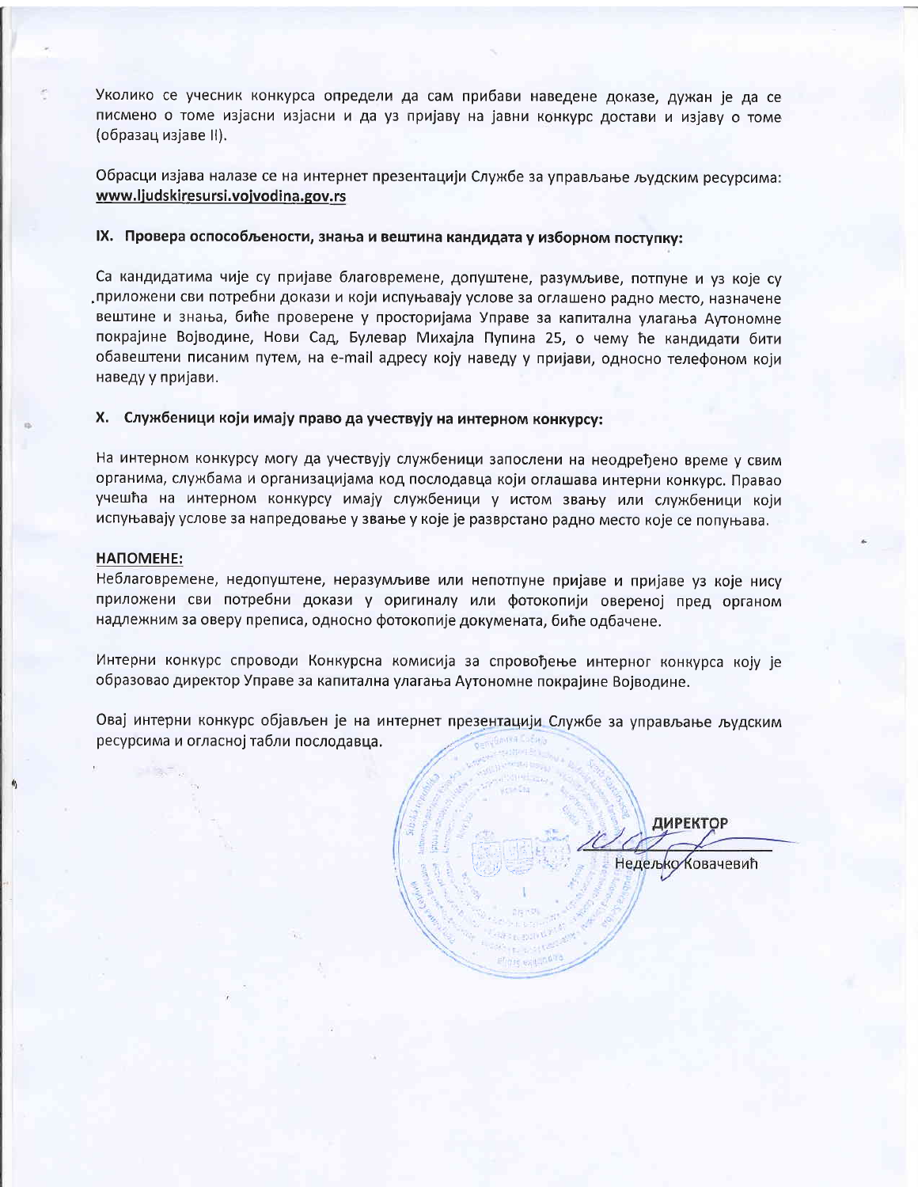Уколико се учесник конкурса определи да сам прибави наведене доказе, дужан је да се писмено о томе изјасни изјасни и да уз пријаву на јавни конкурс достави и изјаву о томе (образац изјаве II).

Обрасци изјава налазе се на интернет презентацији Службе за управљање људским ресурсима: **www.ljudskiresursi.vojvodina.gov.rs**

## IX. Провера оспособљености, знања и вештина кандидата у изборном поступку:

Са кандидатима чије су пријаве благовремене, допуштене, разумљиве, потпуне и уз које су приложени сви потребни докази и који испуњавају услове за оглашено радно место, назначене вештине и знања, биће проверене у просторијама Управе за капитална улагања Аутономне покрајине Војводине, Нови Сад, Булевар Михајла Пупина 25, о чему ће кандидати бити обавештени писаним путем, на e-mail адресу коју наведу у пријави, односно телефоном који наведу у пријави.

## X. Службеници који имају право да учествују на интерном конкурсу:

На интерном конкурсу могу да учествују службеници запослени на неодређено време у свим органима, службама и организацијама код послодавца који оглашава интерни конкурс. Правао учешћа на интерном конкурсу имају службеници у истом звању или службеници који испуњавају услове за напредовање у звање у које је разврстано радно место које се попуњава.

**НАПОМЕНЕ:**

Неблаговремене, недопуштене, неразумљиве или непотпуне пријаве и пријаве уз које нису приложени сви потребни докази у оригиналу или фотокопији овереној пред органом надлежним за оверу преписа, односно фотокопије докумената, биће одбачене.

Интерни конкурс спроводи Конкурсна комисија за спровођење интерног конкурса коју је образовао директор Управе за капитална улагања Аутономне покрајине Војводине.

Овај интерни конкурс објављен је на интернет презентацији Службе за управљање људским ресурсима и огласној табли послодавца.

**ДИРЕКТОР**

Недељко Ковачевић